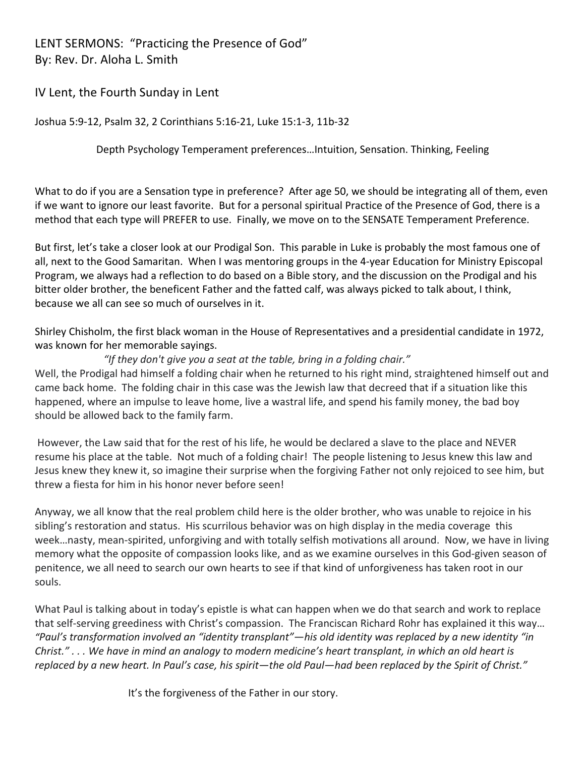LENT SERMONS: "Practicing the Presence of God"
By: Rev. Dr. Aloha L. Smith

IV Lent, the Fourth Sunday in Lent

Joshua 5:9-12, Psalm 32, 2 Corinthians 5:16-21, Luke 15:1-3, 11b-32

Depth Psychology Temperament preferences…Intuition, Sensation. Thinking, Feeling

What to do if you are a Sensation type in preference? After age 50, we should be integrating all of them, even if we want to ignore our least favorite. But for a personal spiritual Practice of the Presence of God, there is a method that each type will PREFER to use. Finally, we move on to the SENSATE Temperament Preference.

But first, let's take a closer look at our Prodigal Son. This parable in Luke is probably the most famous one of all, next to the Good Samaritan. When I was mentoring groups in the 4-year Education for Ministry Episcopal Program, we always had a reflection to do based on a Bible story, and the discussion on the Prodigal and his bitter older brother, the beneficent Father and the fatted calf, was always picked to talk about, I think, because we all can see so much of ourselves in it.

Shirley Chisholm, the first black woman in the House of Representatives and a presidential candidate in 1972, was known for her memorable sayings.

*"If they don't give you a seat at the table, bring in a folding chair."*

Well, the Prodigal had himself a folding chair when he returned to his right mind, straightened himself out and came back home. The folding chair in this case was the Jewish law that decreed that if a situation like this happened, where an impulse to leave home, live a wastral life, and spend his family money, the bad boy should be allowed back to the family farm.

However, the Law said that for the rest of his life, he would be declared a slave to the place and NEVER resume his place at the table. Not much of a folding chair! The people listening to Jesus knew this law and Jesus knew they knew it, so imagine their surprise when the forgiving Father not only rejoiced to see him, but threw a fiesta for him in his honor never before seen!

Anyway, we all know that the real problem child here is the older brother, who was unable to rejoice in his sibling's restoration and status. His scurrilous behavior was on high display in the media coverage this week…nasty, mean-spirited, unforgiving and with totally selfish motivations all around. Now, we have in living memory what the opposite of compassion looks like, and as we examine ourselves in this God-given season of penitence, we all need to search our own hearts to see if that kind of unforgiveness has taken root in our souls.

What Paul is talking about in today's epistle is what can happen when we do that search and work to replace that self-serving greediness with Christ's compassion. The Franciscan Richard Rohr has explained it this way… *"Paul's transformation involved an "identity transplant"—his old identity was replaced by a new identity "in Christ." . . . We have in mind an analogy to modern medicine's heart transplant, in which an old heart is replaced by a new heart. In Paul's case, his spirit—the old Paul—had been replaced by the Spirit of Christ."*

It's the forgiveness of the Father in our story.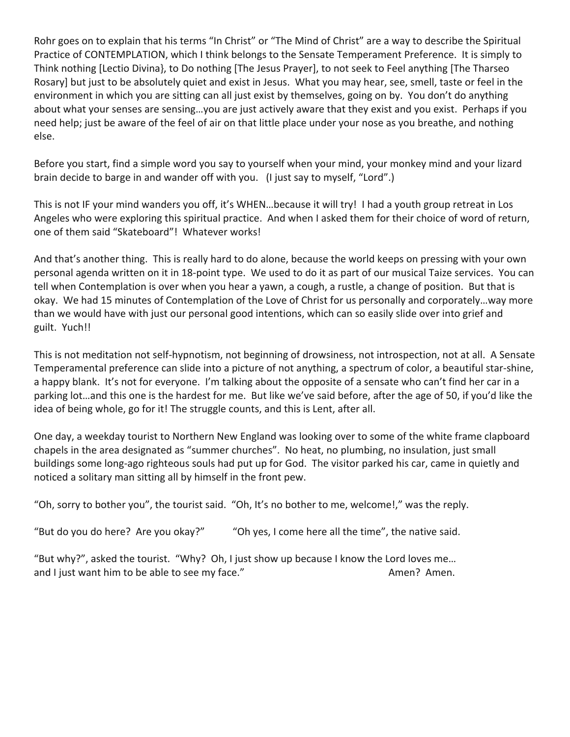Rohr goes on to explain that his terms "In Christ" or "The Mind of Christ" are a way to describe the Spiritual Practice of CONTEMPLATION, which I think belongs to the Sensate Temperament Preference. It is simply to Think nothing [Lectio Divina}, to Do nothing [The Jesus Prayer], to not seek to Feel anything [The Tharseo Rosary] but just to be absolutely quiet and exist in Jesus. What you may hear, see, smell, taste or feel in the environment in which you are sitting can all just exist by themselves, going on by. You don't do anything about what your senses are sensing…you are just actively aware that they exist and you exist. Perhaps if you need help; just be aware of the feel of air on that little place under your nose as you breathe, and nothing else.

Before you start, find a simple word you say to yourself when your mind, your monkey mind and your lizard brain decide to barge in and wander off with you. (I just say to myself, "Lord".)

This is not IF your mind wanders you off, it's WHEN…because it will try! I had a youth group retreat in Los Angeles who were exploring this spiritual practice. And when I asked them for their choice of word of return, one of them said "Skateboard"! Whatever works!

And that's another thing. This is really hard to do alone, because the world keeps on pressing with your own personal agenda written on it in 18-point type. We used to do it as part of our musical Taize services. You can tell when Contemplation is over when you hear a yawn, a cough, a rustle, a change of position. But that is okay. We had 15 minutes of Contemplation of the Love of Christ for us personally and corporately…way more than we would have with just our personal good intentions, which can so easily slide over into grief and guilt. Yuch!!

This is not meditation not self-hypnotism, not beginning of drowsiness, not introspection, not at all. A Sensate Temperamental preference can slide into a picture of not anything, a spectrum of color, a beautiful star-shine, a happy blank. It's not for everyone. I'm talking about the opposite of a sensate who can't find her car in a parking lot…and this one is the hardest for me. But like we've said before, after the age of 50, if you'd like the idea of being whole, go for it! The struggle counts, and this is Lent, after all.

One day, a weekday tourist to Northern New England was looking over to some of the white frame clapboard chapels in the area designated as "summer churches". No heat, no plumbing, no insulation, just small buildings some long-ago righteous souls had put up for God. The visitor parked his car, came in quietly and noticed a solitary man sitting all by himself in the front pew.

"Oh, sorry to bother you", the tourist said. "Oh, It's no bother to me, welcome!," was the reply.

"But do you do here? Are you okay?" "Oh yes, I come here all the time", the native said.

"But why?", asked the tourist. "Why? Oh, I just show up because I know the Lord loves me… and I just want him to be able to see my face." Amen? Amen.